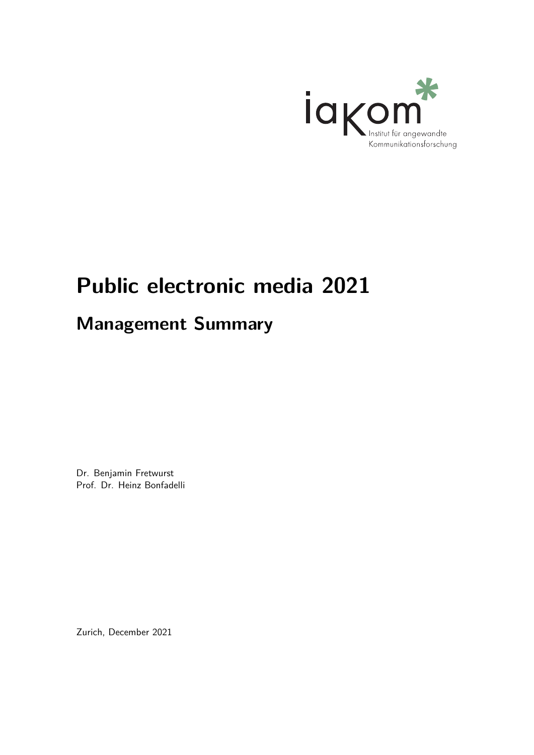iaKom
Institut für angewandte Kommunikationsforschung

# Public electronic media 2021

## Management Summary

Dr. Benjamin Fretwurst
Prof. Dr. Heinz Bonfadelli

Zurich, December 2021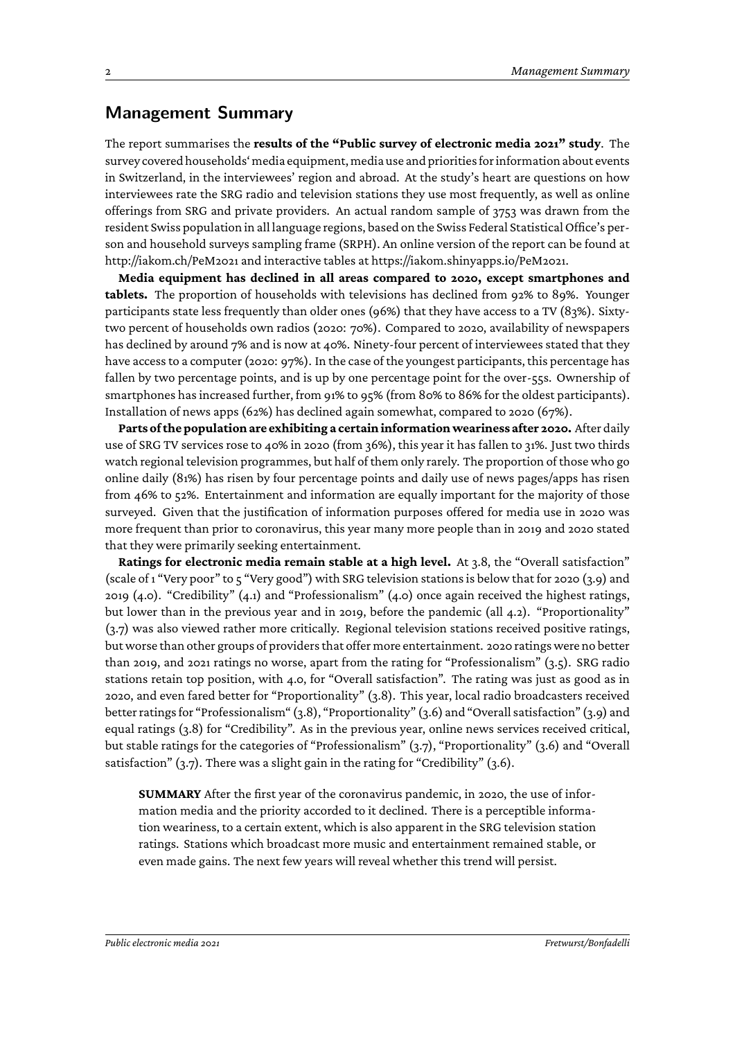## Management Summary

The report summarises the **results of the "Public survey of electronic media 2021" study**. The survey covered households' media equipment, media use and priorities for information about events in Switzerland, in the interviewees' region and abroad. At the study's heart are questions on how interviewees rate the SRG radio and television stations they use most frequently, as well as online offerings from SRG and private providers. An actual random sample of 3753 was drawn from the resident Swiss population in all language regions, based on the Swiss Federal Statistical Office's person and household surveys sampling frame (SRPH). An online version of the report can be found at http://iakom.ch/PeM2021 and interactive tables at https://iakom.shinyapps.io/PeM2021.

**Media equipment has declined in all areas compared to 2020, except smartphones and tablets.** The proportion of households with televisions has declined from 92% to 89%. Younger participants state less frequently than older ones (96%) that they have access to a TV (83%). Sixty-two percent of households own radios (2020: 70%). Compared to 2020, availability of newspapers has declined by around 7% and is now at 40%. Ninety-four percent of interviewees stated that they have access to a computer (2020: 97%). In the case of the youngest participants, this percentage has fallen by two percentage points, and is up by one percentage point for the over-55s. Ownership of smartphones has increased further, from 91% to 95% (from 80% to 86% for the oldest participants). Installation of news apps (62%) has declined again somewhat, compared to 2020 (67%).

**Parts of the population are exhibiting a certain information weariness after 2020.** After daily use of SRG TV services rose to 40% in 2020 (from 36%), this year it has fallen to 31%. Just two thirds watch regional television programmes, but half of them only rarely. The proportion of those who go online daily (81%) has risen by four percentage points and daily use of news pages/apps has risen from 46% to 52%. Entertainment and information are equally important for the majority of those surveyed. Given that the justification of information purposes offered for media use in 2020 was more frequent than prior to coronavirus, this year many more people than in 2019 and 2020 stated that they were primarily seeking entertainment.

**Ratings for electronic media remain stable at a high level.** At 3.8, the "Overall satisfaction" (scale of 1 "Very poor" to 5 "Very good") with SRG television stations is below that for 2020 (3.9) and 2019 (4.0). "Credibility" (4.1) and "Professionalism" (4.0) once again received the highest ratings, but lower than in the previous year and in 2019, before the pandemic (all 4.2). "Proportionality" (3.7) was also viewed rather more critically. Regional television stations received positive ratings, but worse than other groups of providers that offer more entertainment. 2020 ratings were no better than 2019, and 2021 ratings no worse, apart from the rating for "Professionalism" (3.5). SRG radio stations retain top position, with 4.0, for "Overall satisfaction". The rating was just as good as in 2020, and even fared better for "Proportionality" (3.8). This year, local radio broadcasters received better ratings for "Professionalism" (3.8), "Proportionality" (3.6) and "Overall satisfaction" (3.9) and equal ratings (3.8) for "Credibility". As in the previous year, online news services received critical, but stable ratings for the categories of "Professionalism" (3.7), "Proportionality" (3.6) and "Overall satisfaction" (3.7). There was a slight gain in the rating for "Credibility" (3.6).

**SUMMARY** After the first year of the coronavirus pandemic, in 2020, the use of information media and the priority accorded to it declined. There is a perceptible information weariness, to a certain extent, which is also apparent in the SRG television station ratings. Stations which broadcast more music and entertainment remained stable, or even made gains. The next few years will reveal whether this trend will persist.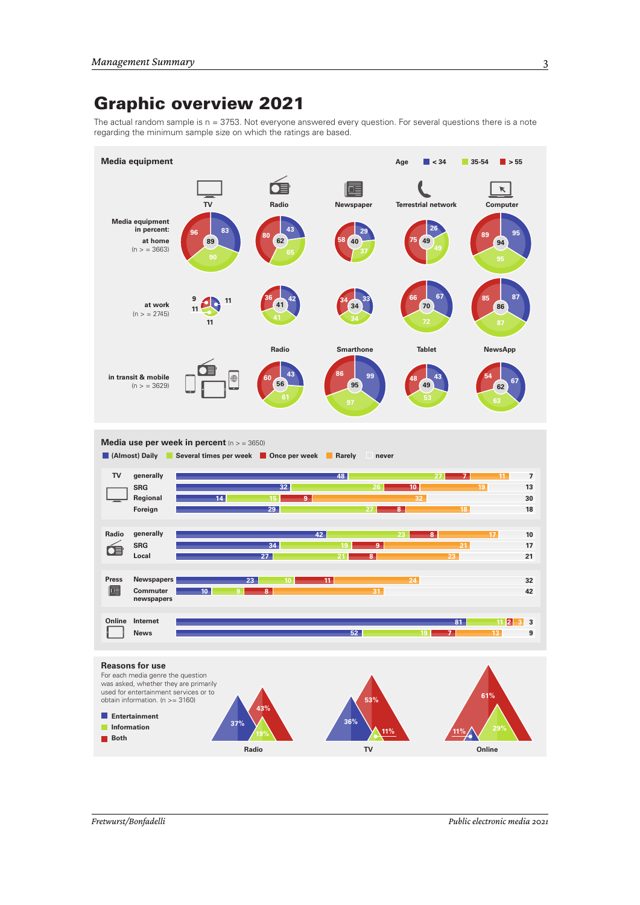# Graphic overview 2021

The actual random sample is n = 3753. Not everyone answered every question. For several questions there is a note regarding the minimum sample size on which the ratings are based.

## Media equipment

Age: < 34 | 35-54 | > 55

**Media equipment in percent:**

**at home** (n > = 3663)

| | Total | < 34 | 35-54 | > 55 |
|---|---|---|---|---|
| TV | 89 | 83 | 90 | 96 |
| Radio | 62 | 43 | 65 | 80 |
| Newspaper | 40 | 29 | 37 | 58 |
| Terrestrial network | 49 | 26 | 49 | 75 |
| Computer | 94 | 95 | 95 | 89 |

**at work** (n > = 2745)

| | Total | < 34 | 35-54 | > 55 |
|---|---|---|---|---|
| TV | 11 | 11 | 11 | 9 |
| Radio | 41 | 42 | 41 | 36 |
| Newspaper | 34 | 33 | 34 | 34 |
| Terrestrial network | 70 | 67 | 72 | 66 |
| Computer | 86 | 87 | 87 | 85 |

**in transit & mobile** (n > = 3629)

| | Total | < 34 | 35-54 | > 55 |
|---|---|---|---|---|
| Radio | 56 | 43 | 61 | 60 |
| Smarthone | 95 | 99 | 97 | 86 |
| Tablet | 49 | 43 | 53 | 48 |
| NewsApp | 62 | 67 | 63 | 54 |

## Media use per week in percent (n > = 3650)

| | | (Almost) Daily | Several times per week | Once per week | Rarely | never |
|---|---|---|---|---|---|---|
| TV | generally | 48 | 27 | 7 | 11 | 7 |
| | SRG | 32 | 26 | 10 | 19 | 13 |
| | Regional | 14 | 15 | 9 | 32 | 30 |
| | Foreign | 29 | 27 | 8 | 18 | 18 |
| Radio | generally | 42 | 23 | 8 | 17 | 10 |
| | SRG | 34 | 19 | 9 | 21 | 17 |
| | Local | 27 | 21 | 8 | 23 | 21 |
| Press | Newspapers | 23 | 10 | 11 | 24 | 32 |
| | Commuter newspapers | 10 | 9 | 8 | 31 | 42 |
| Online | Internet | 81 | 11 | 2 | 3 | 3 |
| | News | 52 | 19 | 7 | 13 | 9 |

## Reasons for use

For each media genre the question was asked, whether they are primarily used for entertainment services or to obtain information. (n >= 3160)

| | Entertainment | Information | Both |
|---|---|---|---|
| Radio | 37% | 19% | 43% |
| TV | 36% | 11% | 53% |
| Online | 11% | 29% | 61% |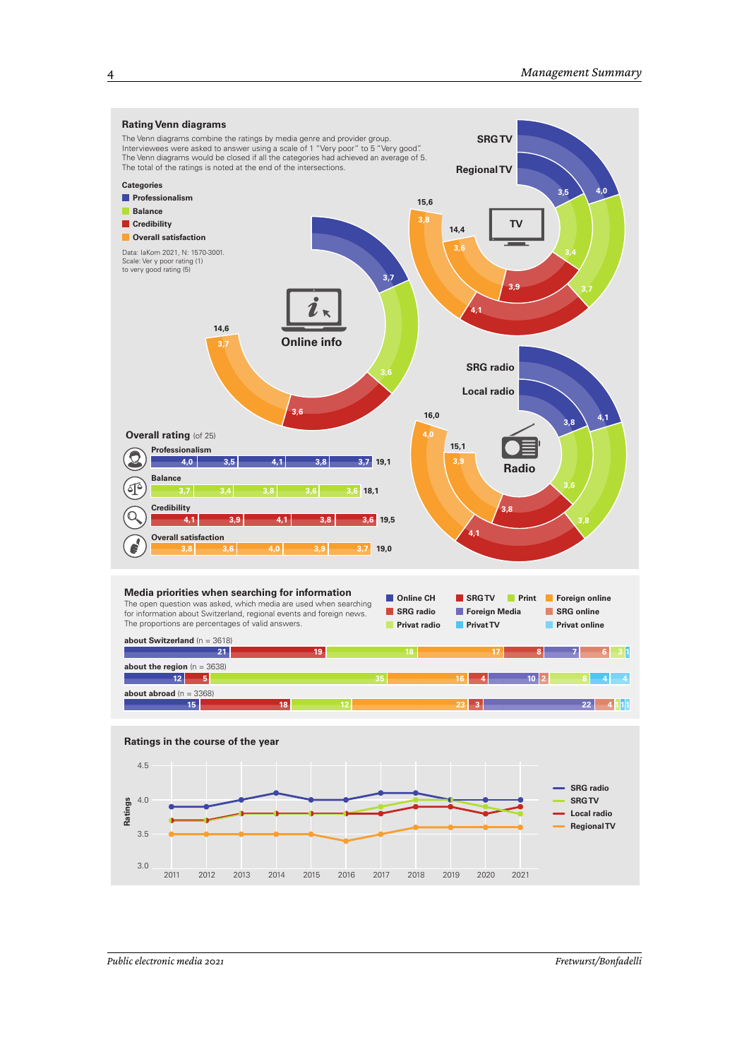## Rating Venn diagrams

The Venn diagrams combine the ratings by media genre and provider group. Interviewees were asked to answer using a scale of 1 "Very poor" to 5 "Very good". The Venn diagrams would be closed if all the categories had achieved an average of 5. The total of the ratings is noted at the end of the intersections.

**Categories**

- Professionalism
- Balance
- Credibility
- Overall satisfaction

Data: IaKom 2021, N: 1570-3001.
Scale: Ver y poor rating (1) to very good rating (5)

Online info

3,7
3,6
3,6
3,7
14,6

SRG TV
Regional TV
TV

3,5
4,0
3,4
3,7
3,9
4,1
3,6
3,8
14,4
15,6

SRG radio
Local radio
Radio

3,8
4,1
3,6
3,8
3,8
4,1
3,9
4,0
15,1
16,0

### Overall rating (of 25)

**Professionalism**
4,0 3,5 4,1 3,8 3,7 19,1

**Balance**
3,7 3,4 3,8 3,6 3,6 18,1

**Credibility**
4,1 3,9 4,1 3,8 3,6 19,5

**Overall satisfaction**
3,8 3,6 4,0 3,9 3,7 19,0

## Media priorities when searching for information

The open question was asked, which media are used when searching for information about Switzerland, regional events and foreign news. The proportions are percentages of valid answers.

Online CH, SRG TV, Print, Foreign online, SRG radio, Foreign Media, SRG online, Privat radio, Privat TV, Private online

**about Switzerland** (n = 3618)
21 19 18 17 8 7 6 3 1

**about the region** (n = 3638)
12 5 35 16 4 10 2 8 4 4

**about abroad** (n = 3368)
15 18 12 23 3 22 4 1 1 1

## Ratings in the course of the year

Ratings

4.5
4.0
3.5
3.0

2011 2012 2013 2014 2015 2016 2017 2018 2019 2020 2021

SRG radio
SRG TV
Local radio
Regional TV